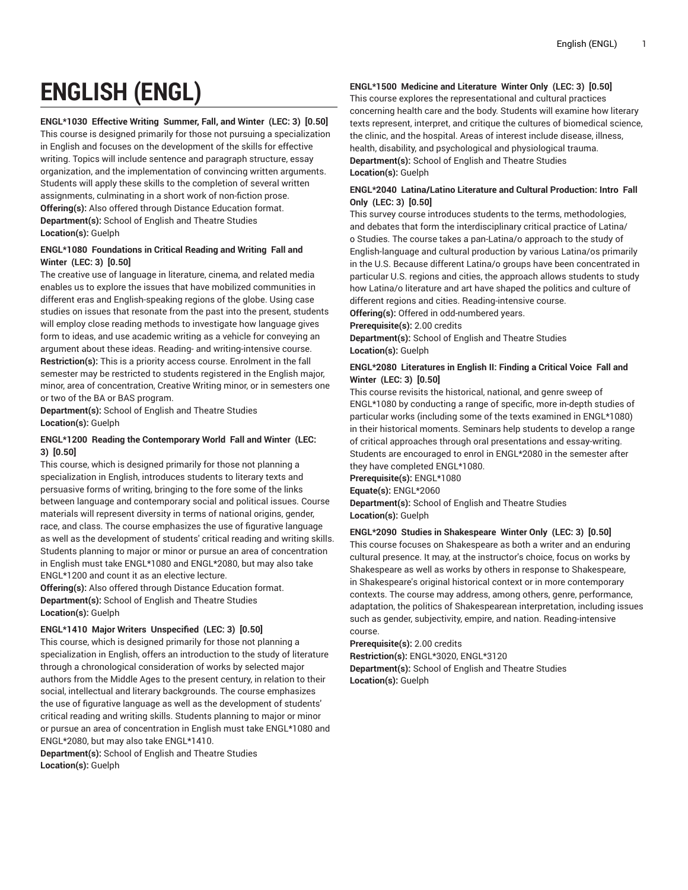# ENGLISH (ENGL)

**ENGL*1030 Effective Writing Summer, Fall, and Winter (LEC: 3) [0.50]**

This course is designed primarily for those not pursuing a specialization in English and focuses on the development of the skills for effective writing. Topics will include sentence and paragraph structure, essay organization, and the implementation of convincing written arguments. Students will apply these skills to the completion of several written assignments, culminating in a short work of non-fiction prose.

**Offering(s):** Also offered through Distance Education format.
**Department(s):** School of English and Theatre Studies
**Location(s):** Guelph

**ENGL*1080 Foundations in Critical Reading and Writing Fall and Winter (LEC: 3) [0.50]**

The creative use of language in literature, cinema, and related media enables us to explore the issues that have mobilized communities in different eras and English-speaking regions of the globe. Using case studies on issues that resonate from the past into the present, students will employ close reading methods to investigate how language gives form to ideas, and use academic writing as a vehicle for conveying an argument about these ideas. Reading- and writing-intensive course.

**Restriction(s):** This is a priority access course. Enrolment in the fall semester may be restricted to students registered in the English major, minor, area of concentration, Creative Writing minor, or in semesters one or two of the BA or BAS program.
**Department(s):** School of English and Theatre Studies
**Location(s):** Guelph

**ENGL*1200 Reading the Contemporary World Fall and Winter (LEC: 3) [0.50]**

This course, which is designed primarily for those not planning a specialization in English, introduces students to literary texts and persuasive forms of writing, bringing to the fore some of the links between language and contemporary social and political issues. Course materials will represent diversity in terms of national origins, gender, race, and class. The course emphasizes the use of figurative language as well as the development of students' critical reading and writing skills. Students planning to major or minor or pursue an area of concentration in English must take ENGL*1080 and ENGL*2080, but may also take ENGL*1200 and count it as an elective lecture.

**Offering(s):** Also offered through Distance Education format.
**Department(s):** School of English and Theatre Studies
**Location(s):** Guelph

**ENGL*1410 Major Writers Unspecified (LEC: 3) [0.50]**

This course, which is designed primarily for those not planning a specialization in English, offers an introduction to the study of literature through a chronological consideration of works by selected major authors from the Middle Ages to the present century, in relation to their social, intellectual and literary backgrounds. The course emphasizes the use of figurative language as well as the development of students' critical reading and writing skills. Students planning to major or minor or pursue an area of concentration in English must take ENGL*1080 and ENGL*2080, but may also take ENGL*1410.

**Department(s):** School of English and Theatre Studies
**Location(s):** Guelph

**ENGL*1500 Medicine and Literature Winter Only (LEC: 3) [0.50]**

This course explores the representational and cultural practices concerning health care and the body. Students will examine how literary texts represent, interpret, and critique the cultures of biomedical science, the clinic, and the hospital. Areas of interest include disease, illness, health, disability, and psychological and physiological trauma.

**Department(s):** School of English and Theatre Studies
**Location(s):** Guelph

**ENGL*2040 Latina/Latino Literature and Cultural Production: Intro Fall Only (LEC: 3) [0.50]**

This survey course introduces students to the terms, methodologies, and debates that form the interdisciplinary critical practice of Latina/o Studies. The course takes a pan-Latina/o approach to the study of English-language and cultural production by various Latina/os primarily in the U.S. Because different Latina/o groups have been concentrated in particular U.S. regions and cities, the approach allows students to study how Latina/o literature and art have shaped the politics and culture of different regions and cities. Reading-intensive course.

**Offering(s):** Offered in odd-numbered years.
**Prerequisite(s):** 2.00 credits
**Department(s):** School of English and Theatre Studies
**Location(s):** Guelph

**ENGL*2080 Literatures in English II: Finding a Critical Voice Fall and Winter (LEC: 3) [0.50]**

This course revisits the historical, national, and genre sweep of ENGL*1080 by conducting a range of specific, more in-depth studies of particular works (including some of the texts examined in ENGL*1080) in their historical moments. Seminars help students to develop a range of critical approaches through oral presentations and essay-writing. Students are encouraged to enrol in ENGL*2080 in the semester after they have completed ENGL*1080.

**Prerequisite(s):** ENGL*1080
**Equate(s):** ENGL*2060
**Department(s):** School of English and Theatre Studies
**Location(s):** Guelph

**ENGL*2090 Studies in Shakespeare Winter Only (LEC: 3) [0.50]**

This course focuses on Shakespeare as both a writer and an enduring cultural presence. It may, at the instructor's choice, focus on works by Shakespeare as well as works by others in response to Shakespeare, in Shakespeare's original historical context or in more contemporary contexts. The course may address, among others, genre, performance, adaptation, the politics of Shakespearean interpretation, including issues such as gender, subjectivity, empire, and nation. Reading-intensive course.

**Prerequisite(s):** 2.00 credits
**Restriction(s):** ENGL*3020, ENGL*3120
**Department(s):** School of English and Theatre Studies
**Location(s):** Guelph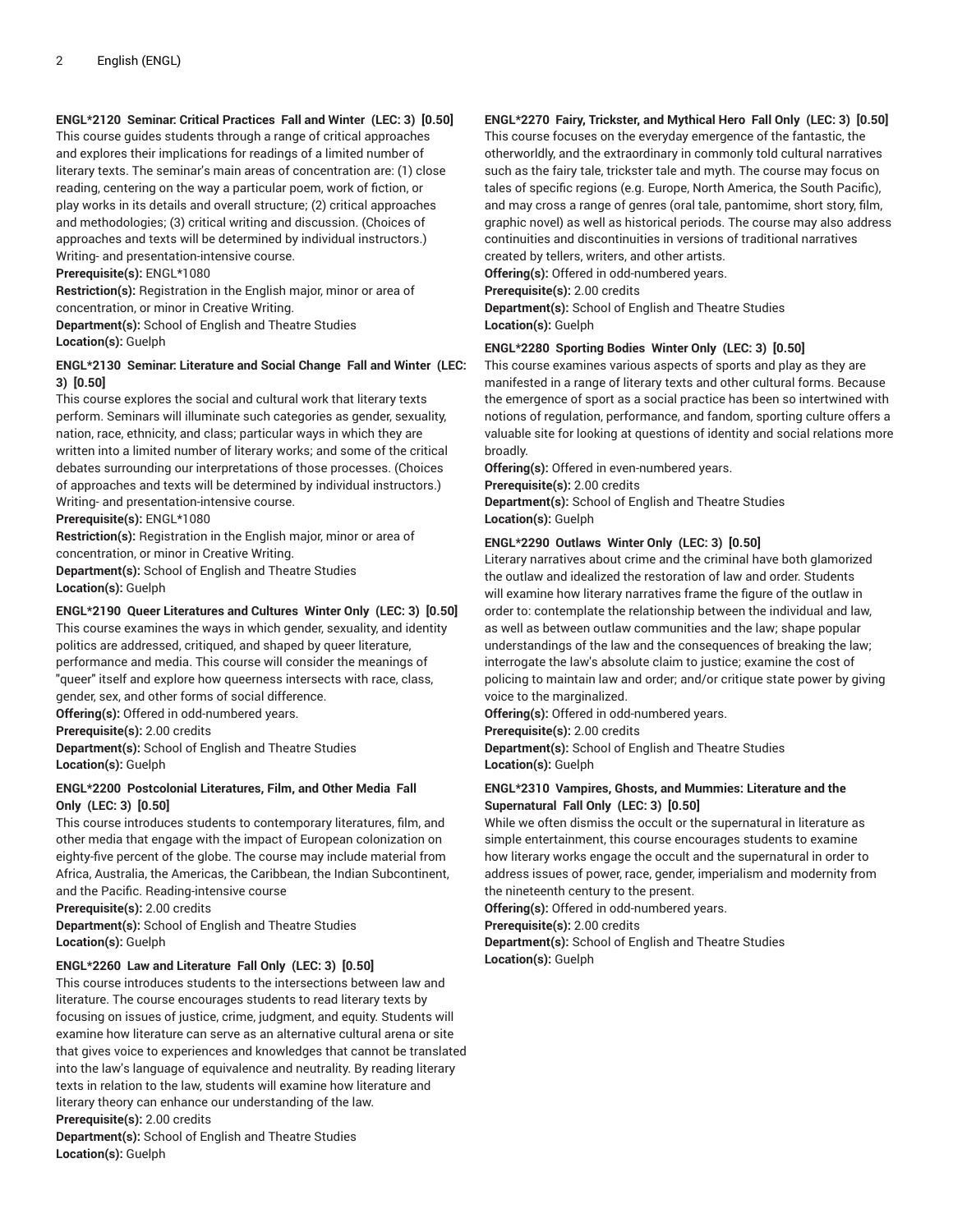**ENGL*2120 Seminar: Critical Practices Fall and Winter (LEC: 3) [0.50]**

This course guides students through a range of critical approaches and explores their implications for readings of a limited number of literary texts. The seminar's main areas of concentration are: (1) close reading, centering on the way a particular poem, work of fiction, or play works in its details and overall structure; (2) critical approaches and methodologies; (3) critical writing and discussion. (Choices of approaches and texts will be determined by individual instructors.) Writing- and presentation-intensive course.

**Prerequisite(s):** ENGL*1080

**Restriction(s):** Registration in the English major, minor or area of concentration, or minor in Creative Writing.

**Department(s):** School of English and Theatre Studies

**Location(s):** Guelph

**ENGL*2130 Seminar: Literature and Social Change Fall and Winter (LEC: 3) [0.50]**

This course explores the social and cultural work that literary texts perform. Seminars will illuminate such categories as gender, sexuality, nation, race, ethnicity, and class; particular ways in which they are written into a limited number of literary works; and some of the critical debates surrounding our interpretations of those processes. (Choices of approaches and texts will be determined by individual instructors.) Writing- and presentation-intensive course.

**Prerequisite(s):** ENGL*1080

**Restriction(s):** Registration in the English major, minor or area of concentration, or minor in Creative Writing.

**Department(s):** School of English and Theatre Studies

**Location(s):** Guelph

**ENGL*2190 Queer Literatures and Cultures Winter Only (LEC: 3) [0.50]**

This course examines the ways in which gender, sexuality, and identity politics are addressed, critiqued, and shaped by queer literature, performance and media. This course will consider the meanings of "queer" itself and explore how queerness intersects with race, class, gender, sex, and other forms of social difference.

**Offering(s):** Offered in odd-numbered years.

**Prerequisite(s):** 2.00 credits

**Department(s):** School of English and Theatre Studies

**Location(s):** Guelph

**ENGL*2200 Postcolonial Literatures, Film, and Other Media Fall Only (LEC: 3) [0.50]**

This course introduces students to contemporary literatures, film, and other media that engage with the impact of European colonization on eighty-five percent of the globe. The course may include material from Africa, Australia, the Americas, the Caribbean, the Indian Subcontinent, and the Pacific. Reading-intensive course

**Prerequisite(s):** 2.00 credits

**Department(s):** School of English and Theatre Studies

**Location(s):** Guelph

**ENGL*2260 Law and Literature Fall Only (LEC: 3) [0.50]**

This course introduces students to the intersections between law and literature. The course encourages students to read literary texts by focusing on issues of justice, crime, judgment, and equity. Students will examine how literature can serve as an alternative cultural arena or site that gives voice to experiences and knowledges that cannot be translated into the law's language of equivalence and neutrality. By reading literary texts in relation to the law, students will examine how literature and literary theory can enhance our understanding of the law.

**Prerequisite(s):** 2.00 credits

**Department(s):** School of English and Theatre Studies

**Location(s):** Guelph

**ENGL*2270 Fairy, Trickster, and Mythical Hero Fall Only (LEC: 3) [0.50]**

This course focuses on the everyday emergence of the fantastic, the otherworldly, and the extraordinary in commonly told cultural narratives such as the fairy tale, trickster tale and myth. The course may focus on tales of specific regions (e.g. Europe, North America, the South Pacific), and may cross a range of genres (oral tale, pantomime, short story, film, graphic novel) as well as historical periods. The course may also address continuities and discontinuities in versions of traditional narratives created by tellers, writers, and other artists.

**Offering(s):** Offered in odd-numbered years.

**Prerequisite(s):** 2.00 credits

**Department(s):** School of English and Theatre Studies

**Location(s):** Guelph

**ENGL*2280 Sporting Bodies Winter Only (LEC: 3) [0.50]**

This course examines various aspects of sports and play as they are manifested in a range of literary texts and other cultural forms. Because the emergence of sport as a social practice has been so intertwined with notions of regulation, performance, and fandom, sporting culture offers a valuable site for looking at questions of identity and social relations more broadly.

**Offering(s):** Offered in even-numbered years.

**Prerequisite(s):** 2.00 credits

**Department(s):** School of English and Theatre Studies

**Location(s):** Guelph

**ENGL*2290 Outlaws Winter Only (LEC: 3) [0.50]**

Literary narratives about crime and the criminal have both glamorized the outlaw and idealized the restoration of law and order. Students will examine how literary narratives frame the figure of the outlaw in order to: contemplate the relationship between the individual and law, as well as between outlaw communities and the law; shape popular understandings of the law and the consequences of breaking the law; interrogate the law's absolute claim to justice; examine the cost of policing to maintain law and order; and/or critique state power by giving voice to the marginalized.

**Offering(s):** Offered in odd-numbered years.

**Prerequisite(s):** 2.00 credits

**Department(s):** School of English and Theatre Studies

**Location(s):** Guelph

**ENGL*2310 Vampires, Ghosts, and Mummies: Literature and the Supernatural Fall Only (LEC: 3) [0.50]**

While we often dismiss the occult or the supernatural in literature as simple entertainment, this course encourages students to examine how literary works engage the occult and the supernatural in order to address issues of power, race, gender, imperialism and modernity from the nineteenth century to the present.

**Offering(s):** Offered in odd-numbered years.

**Prerequisite(s):** 2.00 credits

**Department(s):** School of English and Theatre Studies

**Location(s):** Guelph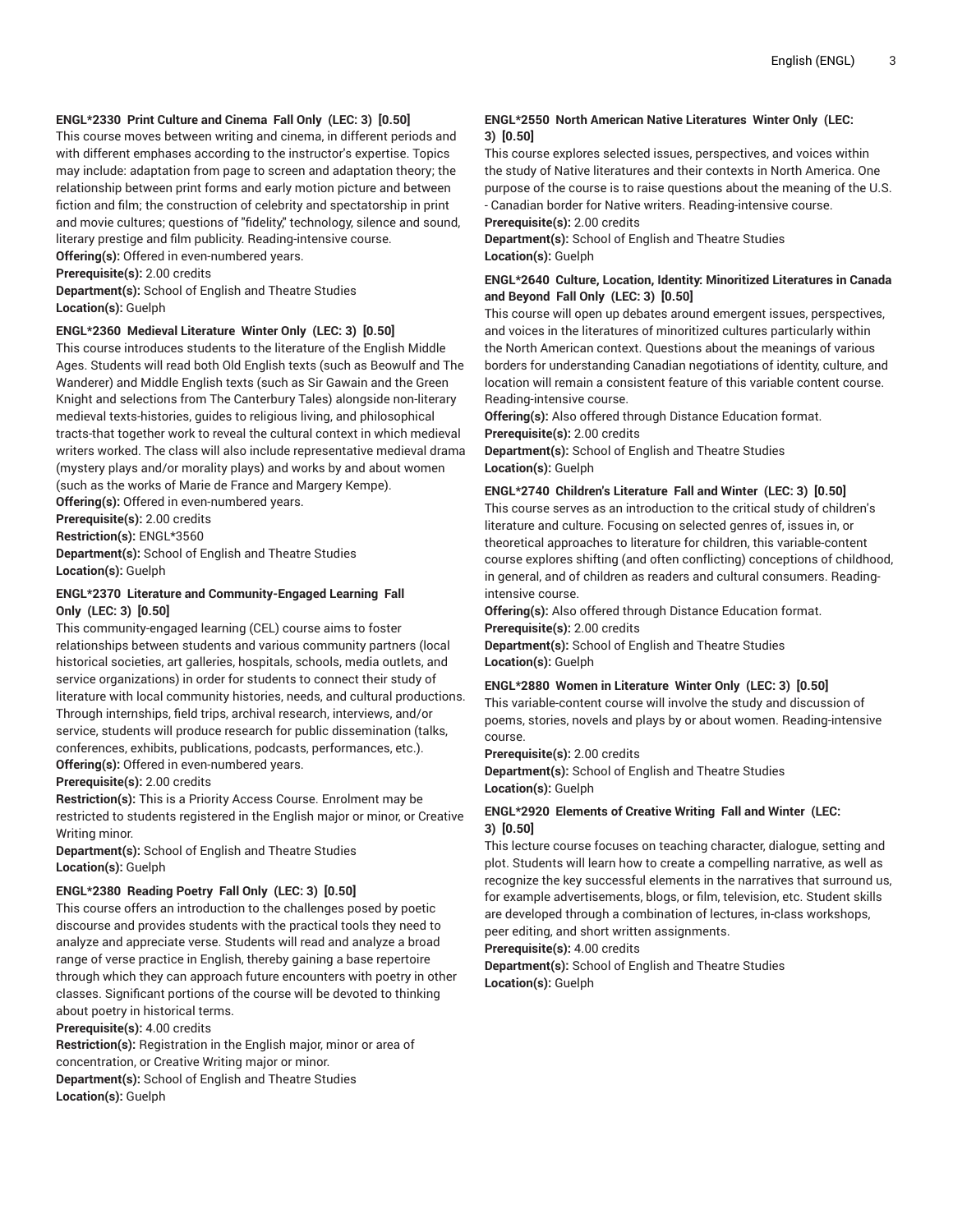**ENGL*2330 Print Culture and Cinema Fall Only (LEC: 3) [0.50]**

This course moves between writing and cinema, in different periods and with different emphases according to the instructor's expertise. Topics may include: adaptation from page to screen and adaptation theory; the relationship between print forms and early motion picture and between fiction and film; the construction of celebrity and spectatorship in print and movie cultures; questions of "fidelity," technology, silence and sound, literary prestige and film publicity. Reading-intensive course.

**Offering(s):** Offered in even-numbered years.

**Prerequisite(s):** 2.00 credits

**Department(s):** School of English and Theatre Studies

**Location(s):** Guelph

**ENGL*2360 Medieval Literature Winter Only (LEC: 3) [0.50]**

This course introduces students to the literature of the English Middle Ages. Students will read both Old English texts (such as Beowulf and The Wanderer) and Middle English texts (such as Sir Gawain and the Green Knight and selections from The Canterbury Tales) alongside non-literary medieval texts-histories, guides to religious living, and philosophical tracts-that together work to reveal the cultural context in which medieval writers worked. The class will also include representative medieval drama (mystery plays and/or morality plays) and works by and about women (such as the works of Marie de France and Margery Kempe).

**Offering(s):** Offered in even-numbered years.

**Prerequisite(s):** 2.00 credits

**Restriction(s):** ENGL*3560

**Department(s):** School of English and Theatre Studies

**Location(s):** Guelph

**ENGL*2370 Literature and Community-Engaged Learning Fall Only (LEC: 3) [0.50]**

This community-engaged learning (CEL) course aims to foster relationships between students and various community partners (local historical societies, art galleries, hospitals, schools, media outlets, and service organizations) in order for students to connect their study of literature with local community histories, needs, and cultural productions. Through internships, field trips, archival research, interviews, and/or service, students will produce research for public dissemination (talks, conferences, exhibits, publications, podcasts, performances, etc.).

**Offering(s):** Offered in even-numbered years.

**Prerequisite(s):** 2.00 credits

**Restriction(s):** This is a Priority Access Course. Enrolment may be restricted to students registered in the English major or minor, or Creative Writing minor.

**Department(s):** School of English and Theatre Studies

**Location(s):** Guelph

**ENGL*2380 Reading Poetry Fall Only (LEC: 3) [0.50]**

This course offers an introduction to the challenges posed by poetic discourse and provides students with the practical tools they need to analyze and appreciate verse. Students will read and analyze a broad range of verse practice in English, thereby gaining a base repertoire through which they can approach future encounters with poetry in other classes. Significant portions of the course will be devoted to thinking about poetry in historical terms.

**Prerequisite(s):** 4.00 credits

**Restriction(s):** Registration in the English major, minor or area of concentration, or Creative Writing major or minor.

**Department(s):** School of English and Theatre Studies

**Location(s):** Guelph

**ENGL*2550 North American Native Literatures Winter Only (LEC: 3) [0.50]**

This course explores selected issues, perspectives, and voices within the study of Native literatures and their contexts in North America. One purpose of the course is to raise questions about the meaning of the U.S. - Canadian border for Native writers. Reading-intensive course.

**Prerequisite(s):** 2.00 credits

**Department(s):** School of English and Theatre Studies

**Location(s):** Guelph

**ENGL*2640 Culture, Location, Identity: Minoritized Literatures in Canada and Beyond Fall Only (LEC: 3) [0.50]**

This course will open up debates around emergent issues, perspectives, and voices in the literatures of minoritized cultures particularly within the North American context. Questions about the meanings of various borders for understanding Canadian negotiations of identity, culture, and location will remain a consistent feature of this variable content course. Reading-intensive course.

**Offering(s):** Also offered through Distance Education format.

**Prerequisite(s):** 2.00 credits

**Department(s):** School of English and Theatre Studies

**Location(s):** Guelph

**ENGL*2740 Children's Literature Fall and Winter (LEC: 3) [0.50]**

This course serves as an introduction to the critical study of children's literature and culture. Focusing on selected genres of, issues in, or theoretical approaches to literature for children, this variable-content course explores shifting (and often conflicting) conceptions of childhood, in general, and of children as readers and cultural consumers. Reading-intensive course.

**Offering(s):** Also offered through Distance Education format.

**Prerequisite(s):** 2.00 credits

**Department(s):** School of English and Theatre Studies

**Location(s):** Guelph

**ENGL*2880 Women in Literature Winter Only (LEC: 3) [0.50]**

This variable-content course will involve the study and discussion of poems, stories, novels and plays by or about women. Reading-intensive course.

**Prerequisite(s):** 2.00 credits

**Department(s):** School of English and Theatre Studies

**Location(s):** Guelph

**ENGL*2920 Elements of Creative Writing Fall and Winter (LEC: 3) [0.50]**

This lecture course focuses on teaching character, dialogue, setting and plot. Students will learn how to create a compelling narrative, as well as recognize the key successful elements in the narratives that surround us, for example advertisements, blogs, or film, television, etc. Student skills are developed through a combination of lectures, in-class workshops, peer editing, and short written assignments.

**Prerequisite(s):** 4.00 credits

**Department(s):** School of English and Theatre Studies

**Location(s):** Guelph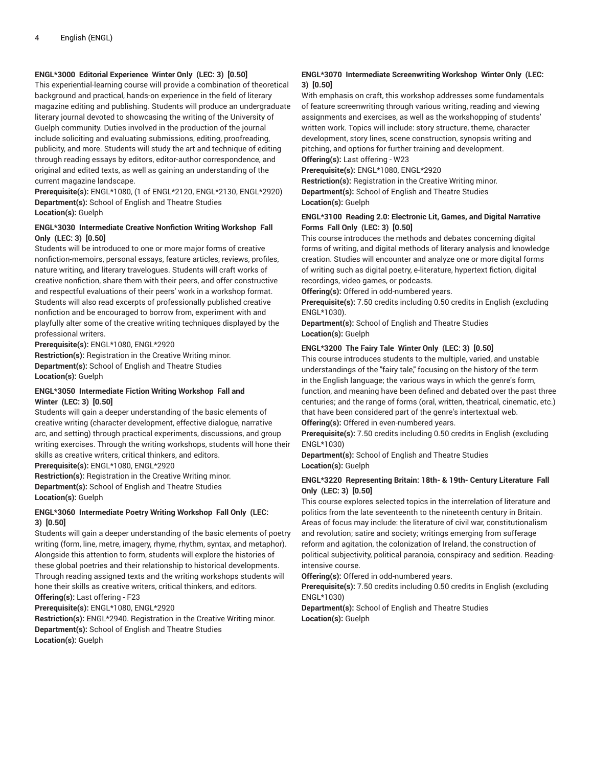**ENGL*3000 Editorial Experience Winter Only (LEC: 3) [0.50]**

This experiential-learning course will provide a combination of theoretical background and practical, hands-on experience in the field of literary magazine editing and publishing. Students will produce an undergraduate literary journal devoted to showcasing the writing of the University of Guelph community. Duties involved in the production of the journal include soliciting and evaluating submissions, editing, proofreading, publicity, and more. Students will study the art and technique of editing through reading essays by editors, editor-author correspondence, and original and edited texts, as well as gaining an understanding of the current magazine landscape.

**Prerequisite(s):** ENGL*1080, (1 of ENGL*2120, ENGL*2130, ENGL*2920)
**Department(s):** School of English and Theatre Studies
**Location(s):** Guelph

**ENGL*3030 Intermediate Creative Nonfiction Writing Workshop Fall Only (LEC: 3) [0.50]**

Students will be introduced to one or more major forms of creative nonfiction-memoirs, personal essays, feature articles, reviews, profiles, nature writing, and literary travelogues. Students will craft works of creative nonfiction, share them with their peers, and offer constructive and respectful evaluations of their peers' work in a workshop format. Students will also read excerpts of professionally published creative nonfiction and be encouraged to borrow from, experiment with and playfully alter some of the creative writing techniques displayed by the professional writers.

**Prerequisite(s):** ENGL*1080, ENGL*2920
**Restriction(s):** Registration in the Creative Writing minor.
**Department(s):** School of English and Theatre Studies
**Location(s):** Guelph

**ENGL*3050 Intermediate Fiction Writing Workshop Fall and Winter (LEC: 3) [0.50]**

Students will gain a deeper understanding of the basic elements of creative writing (character development, effective dialogue, narrative arc, and setting) through practical experiments, discussions, and group writing exercises. Through the writing workshops, students will hone their skills as creative writers, critical thinkers, and editors.

**Prerequisite(s):** ENGL*1080, ENGL*2920
**Restriction(s):** Registration in the Creative Writing minor.
**Department(s):** School of English and Theatre Studies
**Location(s):** Guelph

**ENGL*3060 Intermediate Poetry Writing Workshop Fall Only (LEC: 3) [0.50]**

Students will gain a deeper understanding of the basic elements of poetry writing (form, line, metre, imagery, rhyme, rhythm, syntax, and metaphor). Alongside this attention to form, students will explore the histories of these global poetries and their relationship to historical developments. Through reading assigned texts and the writing workshops students will hone their skills as creative writers, critical thinkers, and editors.

**Offering(s):** Last offering - F23
**Prerequisite(s):** ENGL*1080, ENGL*2920
**Restriction(s):** ENGL*2940. Registration in the Creative Writing minor.
**Department(s):** School of English and Theatre Studies
**Location(s):** Guelph

**ENGL*3070 Intermediate Screenwriting Workshop Winter Only (LEC: 3) [0.50]**

With emphasis on craft, this workshop addresses some fundamentals of feature screenwriting through various writing, reading and viewing assignments and exercises, as well as the workshopping of students' written work. Topics will include: story structure, theme, character development, story lines, scene construction, synopsis writing and pitching, and options for further training and development.

**Offering(s):** Last offering - W23
**Prerequisite(s):** ENGL*1080, ENGL*2920
**Restriction(s):** Registration in the Creative Writing minor.
**Department(s):** School of English and Theatre Studies
**Location(s):** Guelph

**ENGL*3100 Reading 2.0: Electronic Lit, Games, and Digital Narrative Forms Fall Only (LEC: 3) [0.50]**

This course introduces the methods and debates concerning digital forms of writing, and digital methods of literary analysis and knowledge creation. Studies will encounter and analyze one or more digital forms of writing such as digital poetry, e-literature, hypertext fiction, digital recordings, video games, or podcasts.

**Offering(s):** Offered in odd-numbered years.
**Prerequisite(s):** 7.50 credits including 0.50 credits in English (excluding ENGL*1030).
**Department(s):** School of English and Theatre Studies
**Location(s):** Guelph

**ENGL*3200 The Fairy Tale Winter Only (LEC: 3) [0.50]**

This course introduces students to the multiple, varied, and unstable understandings of the "fairy tale," focusing on the history of the term in the English language; the various ways in which the genre's form, function, and meaning have been defined and debated over the past three centuries; and the range of forms (oral, written, theatrical, cinematic, etc.) that have been considered part of the genre's intertextual web.

**Offering(s):** Offered in even-numbered years.
**Prerequisite(s):** 7.50 credits including 0.50 credits in English (excluding ENGL*1030)
**Department(s):** School of English and Theatre Studies
**Location(s):** Guelph

**ENGL*3220 Representing Britain: 18th- & 19th- Century Literature Fall Only (LEC: 3) [0.50]**

This course explores selected topics in the interrelation of literature and politics from the late seventeenth to the nineteenth century in Britain. Areas of focus may include: the literature of civil war, constitutionalism and revolution; satire and society; writings emerging from sufferage reform and agitation, the colonization of Ireland, the construction of political subjectivity, political paranoia, conspiracy and sedition. Reading-intensive course.

**Offering(s):** Offered in odd-numbered years.
**Prerequisite(s):** 7.50 credits including 0.50 credits in English (excluding ENGL*1030)
**Department(s):** School of English and Theatre Studies
**Location(s):** Guelph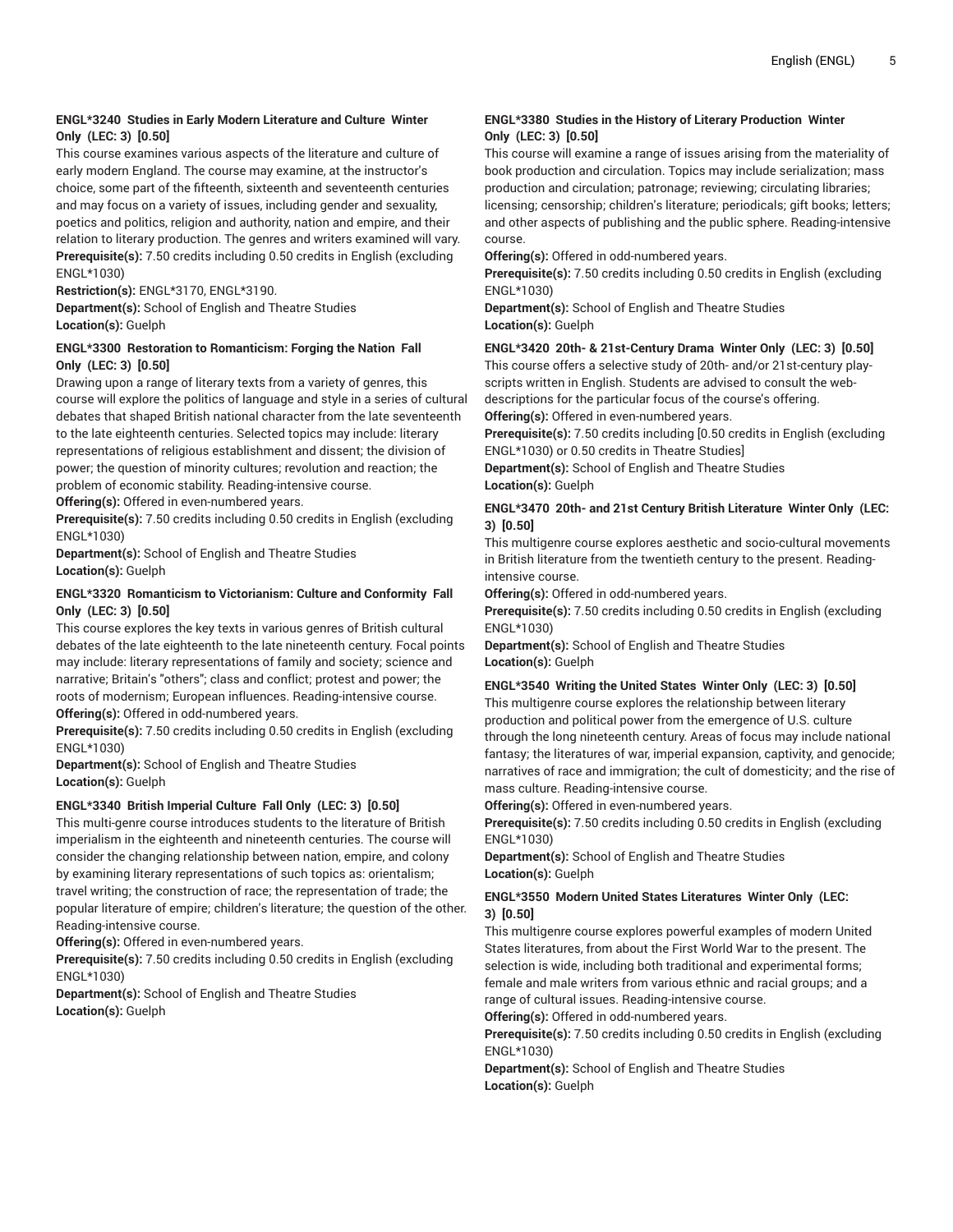### ENGL*3240 Studies in Early Modern Literature and Culture Winter Only (LEC: 3) [0.50]

This course examines various aspects of the literature and culture of early modern England. The course may examine, at the instructor's choice, some part of the fifteenth, sixteenth and seventeenth centuries and may focus on a variety of issues, including gender and sexuality, poetics and politics, religion and authority, nation and empire, and their relation to literary production. The genres and writers examined will vary.

**Prerequisite(s):** 7.50 credits including 0.50 credits in English (excluding ENGL*1030)

**Restriction(s):** ENGL*3170, ENGL*3190.

**Department(s):** School of English and Theatre Studies

**Location(s):** Guelph

### ENGL*3300 Restoration to Romanticism: Forging the Nation Fall Only (LEC: 3) [0.50]

Drawing upon a range of literary texts from a variety of genres, this course will explore the politics of language and style in a series of cultural debates that shaped British national character from the late seventeenth to the late eighteenth centuries. Selected topics may include: literary representations of religious establishment and dissent; the division of power; the question of minority cultures; revolution and reaction; the problem of economic stability. Reading-intensive course.

**Offering(s):** Offered in even-numbered years.

**Prerequisite(s):** 7.50 credits including 0.50 credits in English (excluding ENGL*1030)

**Department(s):** School of English and Theatre Studies

**Location(s):** Guelph

### ENGL*3320 Romanticism to Victorianism: Culture and Conformity Fall Only (LEC: 3) [0.50]

This course explores the key texts in various genres of British cultural debates of the late eighteenth to the late nineteenth century. Focal points may include: literary representations of family and society; science and narrative; Britain's "others"; class and conflict; protest and power; the roots of modernism; European influences. Reading-intensive course.

**Offering(s):** Offered in odd-numbered years.

**Prerequisite(s):** 7.50 credits including 0.50 credits in English (excluding ENGL*1030)

**Department(s):** School of English and Theatre Studies

**Location(s):** Guelph

### ENGL*3340 British Imperial Culture Fall Only (LEC: 3) [0.50]

This multi-genre course introduces students to the literature of British imperialism in the eighteenth and nineteenth centuries. The course will consider the changing relationship between nation, empire, and colony by examining literary representations of such topics as: orientalism; travel writing; the construction of race; the representation of trade; the popular literature of empire; children's literature; the question of the other. Reading-intensive course.

**Offering(s):** Offered in even-numbered years.

**Prerequisite(s):** 7.50 credits including 0.50 credits in English (excluding ENGL*1030)

**Department(s):** School of English and Theatre Studies

**Location(s):** Guelph

### ENGL*3380 Studies in the History of Literary Production Winter Only (LEC: 3) [0.50]

This course will examine a range of issues arising from the materiality of book production and circulation. Topics may include serialization; mass production and circulation; patronage; reviewing; circulating libraries; licensing; censorship; children's literature; periodicals; gift books; letters; and other aspects of publishing and the public sphere. Reading-intensive course.

**Offering(s):** Offered in odd-numbered years.

**Prerequisite(s):** 7.50 credits including 0.50 credits in English (excluding ENGL*1030)

**Department(s):** School of English and Theatre Studies

**Location(s):** Guelph

### ENGL*3420 20th- & 21st-Century Drama Winter Only (LEC: 3) [0.50]

This course offers a selective study of 20th- and/or 21st-century play-scripts written in English. Students are advised to consult the web-descriptions for the particular focus of the course's offering.

**Offering(s):** Offered in even-numbered years.

**Prerequisite(s):** 7.50 credits including [0.50 credits in English (excluding ENGL*1030) or 0.50 credits in Theatre Studies]

**Department(s):** School of English and Theatre Studies

**Location(s):** Guelph

### ENGL*3470 20th- and 21st Century British Literature Winter Only (LEC: 3) [0.50]

This multigenre course explores aesthetic and socio-cultural movements in British literature from the twentieth century to the present. Reading-intensive course.

**Offering(s):** Offered in odd-numbered years.

**Prerequisite(s):** 7.50 credits including 0.50 credits in English (excluding ENGL*1030)

**Department(s):** School of English and Theatre Studies

**Location(s):** Guelph

### ENGL*3540 Writing the United States Winter Only (LEC: 3) [0.50]

This multigenre course explores the relationship between literary production and political power from the emergence of U.S. culture through the long nineteenth century. Areas of focus may include national fantasy; the literatures of war, imperial expansion, captivity, and genocide; narratives of race and immigration; the cult of domesticity; and the rise of mass culture. Reading-intensive course.

**Offering(s):** Offered in even-numbered years.

**Prerequisite(s):** 7.50 credits including 0.50 credits in English (excluding ENGL*1030)

**Department(s):** School of English and Theatre Studies

**Location(s):** Guelph

### ENGL*3550 Modern United States Literatures Winter Only (LEC: 3) [0.50]

This multigenre course explores powerful examples of modern United States literatures, from about the First World War to the present. The selection is wide, including both traditional and experimental forms; female and male writers from various ethnic and racial groups; and a range of cultural issues. Reading-intensive course.

**Offering(s):** Offered in odd-numbered years.

**Prerequisite(s):** 7.50 credits including 0.50 credits in English (excluding ENGL*1030)

**Department(s):** School of English and Theatre Studies

**Location(s):** Guelph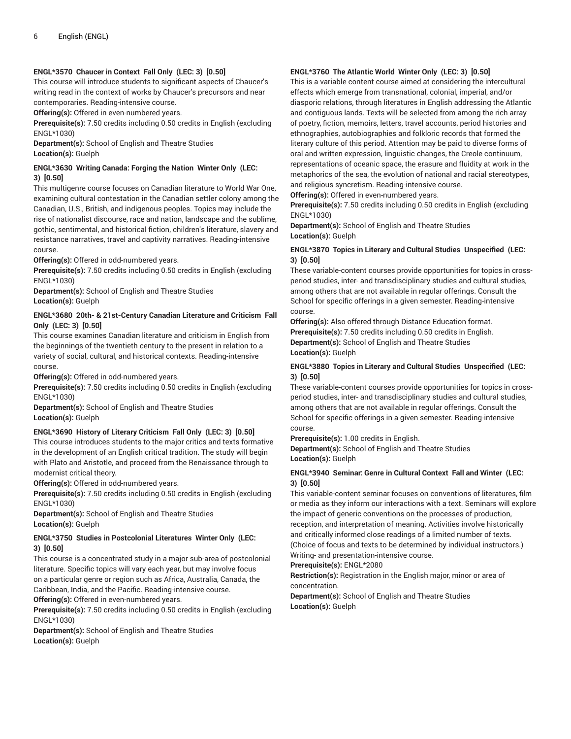### ENGL*3570 Chaucer in Context Fall Only (LEC: 3) [0.50]

This course will introduce students to significant aspects of Chaucer's writing read in the context of works by Chaucer's precursors and near contemporaries. Reading-intensive course.

**Offering(s):** Offered in even-numbered years.

**Prerequisite(s):** 7.50 credits including 0.50 credits in English (excluding ENGL*1030)

**Department(s):** School of English and Theatre Studies

**Location(s):** Guelph

### ENGL*3630 Writing Canada: Forging the Nation Winter Only (LEC: 3) [0.50]

This multigenre course focuses on Canadian literature to World War One, examining cultural contestation in the Canadian settler colony among the Canadian, U.S., British, and indigenous peoples. Topics may include the rise of nationalist discourse, race and nation, landscape and the sublime, gothic, sentimental, and historical fiction, children's literature, slavery and resistance narratives, travel and captivity narratives. Reading-intensive course.

**Offering(s):** Offered in odd-numbered years.

**Prerequisite(s):** 7.50 credits including 0.50 credits in English (excluding ENGL*1030)

**Department(s):** School of English and Theatre Studies

**Location(s):** Guelph

### ENGL*3680 20th- & 21st-Century Canadian Literature and Criticism Fall Only (LEC: 3) [0.50]

This course examines Canadian literature and criticism in English from the beginnings of the twentieth century to the present in relation to a variety of social, cultural, and historical contexts. Reading-intensive course.

**Offering(s):** Offered in odd-numbered years.

**Prerequisite(s):** 7.50 credits including 0.50 credits in English (excluding ENGL*1030)

**Department(s):** School of English and Theatre Studies

**Location(s):** Guelph

### ENGL*3690 History of Literary Criticism Fall Only (LEC: 3) [0.50]

This course introduces students to the major critics and texts formative in the development of an English critical tradition. The study will begin with Plato and Aristotle, and proceed from the Renaissance through to modernist critical theory.

**Offering(s):** Offered in odd-numbered years.

**Prerequisite(s):** 7.50 credits including 0.50 credits in English (excluding ENGL*1030)

**Department(s):** School of English and Theatre Studies

**Location(s):** Guelph

### ENGL*3750 Studies in Postcolonial Literatures Winter Only (LEC: 3) [0.50]

This course is a concentrated study in a major sub-area of postcolonial literature. Specific topics will vary each year, but may involve focus on a particular genre or region such as Africa, Australia, Canada, the Caribbean, India, and the Pacific. Reading-intensive course.

**Offering(s):** Offered in even-numbered years.

**Prerequisite(s):** 7.50 credits including 0.50 credits in English (excluding ENGL*1030)

**Department(s):** School of English and Theatre Studies

**Location(s):** Guelph

### ENGL*3760 The Atlantic World Winter Only (LEC: 3) [0.50]

This is a variable content course aimed at considering the intercultural effects which emerge from transnational, colonial, imperial, and/or diasporic relations, through literatures in English addressing the Atlantic and contiguous lands. Texts will be selected from among the rich array of poetry, fiction, memoirs, letters, travel accounts, period histories and ethnographies, autobiographies and folkloric records that formed the literary culture of this period. Attention may be paid to diverse forms of oral and written expression, linguistic changes, the Creole continuum, representations of oceanic space, the erasure and fluidity at work in the metaphorics of the sea, the evolution of national and racial stereotypes, and religious syncretism. Reading-intensive course.

**Offering(s):** Offered in even-numbered years.

**Prerequisite(s):** 7.50 credits including 0.50 credits in English (excluding ENGL*1030)

**Department(s):** School of English and Theatre Studies

**Location(s):** Guelph

### ENGL*3870 Topics in Literary and Cultural Studies Unspecified (LEC: 3) [0.50]

These variable-content courses provide opportunities for topics in cross-period studies, inter- and transdisciplinary studies and cultural studies, among others that are not available in regular offerings. Consult the School for specific offerings in a given semester. Reading-intensive course.

**Offering(s):** Also offered through Distance Education format.

**Prerequisite(s):** 7.50 credits including 0.50 credits in English.

**Department(s):** School of English and Theatre Studies

**Location(s):** Guelph

### ENGL*3880 Topics in Literary and Cultural Studies Unspecified (LEC: 3) [0.50]

These variable-content courses provide opportunities for topics in cross-period studies, inter- and transdisciplinary studies and cultural studies, among others that are not available in regular offerings. Consult the School for specific offerings in a given semester. Reading-intensive course.

**Prerequisite(s):** 1.00 credits in English.

**Department(s):** School of English and Theatre Studies

**Location(s):** Guelph

### ENGL*3940 Seminar: Genre in Cultural Context Fall and Winter (LEC: 3) [0.50]

This variable-content seminar focuses on conventions of literatures, film or media as they inform our interactions with a text. Seminars will explore the impact of generic conventions on the processes of production, reception, and interpretation of meaning. Activities involve historically and critically informed close readings of a limited number of texts. (Choice of focus and texts to be determined by individual instructors.) Writing- and presentation-intensive course.

**Prerequisite(s):** ENGL*2080

**Restriction(s):** Registration in the English major, minor or area of concentration.

**Department(s):** School of English and Theatre Studies

**Location(s):** Guelph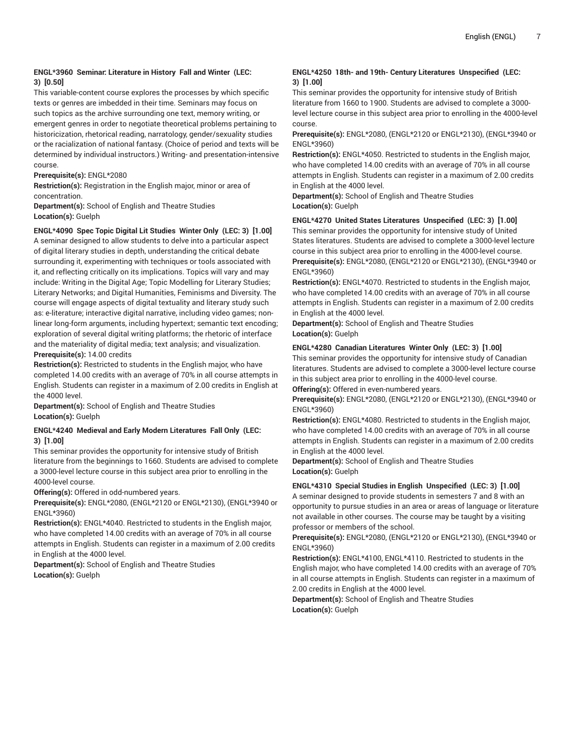**ENGL*3960 Seminar: Literature in History Fall and Winter (LEC: 3) [0.50]**

This variable-content course explores the processes by which specific texts or genres are imbedded in their time. Seminars may focus on such topics as the archive surrounding one text, memory writing, or emergent genres in order to negotiate theoretical problems pertaining to historicization, rhetorical reading, narratology, gender/sexuality studies or the racialization of national fantasy. (Choice of period and texts will be determined by individual instructors.) Writing- and presentation-intensive course.

**Prerequisite(s):** ENGL*2080

**Restriction(s):** Registration in the English major, minor or area of concentration.

**Department(s):** School of English and Theatre Studies

**Location(s):** Guelph

**ENGL*4090 Spec Topic Digital Lit Studies Winter Only (LEC: 3) [1.00]**

A seminar designed to allow students to delve into a particular aspect of digital literary studies in depth, understanding the critical debate surrounding it, experimenting with techniques or tools associated with it, and reflecting critically on its implications. Topics will vary and may include: Writing in the Digital Age; Topic Modelling for Literary Studies; Literary Networks; and Digital Humanities, Feminisms and Diversity. The course will engage aspects of digital textuality and literary study such as: e-literature; interactive digital narrative, including video games; non-linear long-form arguments, including hypertext; semantic text encoding; exploration of several digital writing platforms; the rhetoric of interface and the materiality of digital media; text analysis; and visualization.

**Prerequisite(s):** 14.00 credits

**Restriction(s):** Restricted to students in the English major, who have completed 14.00 credits with an average of 70% in all course attempts in English. Students can register in a maximum of 2.00 credits in English at the 4000 level.

**Department(s):** School of English and Theatre Studies

**Location(s):** Guelph

**ENGL*4240 Medieval and Early Modern Literatures Fall Only (LEC: 3) [1.00]**

This seminar provides the opportunity for intensive study of British literature from the beginnings to 1660. Students are advised to complete a 3000-level lecture course in this subject area prior to enrolling in the 4000-level course.

**Offering(s):** Offered in odd-numbered years.

**Prerequisite(s):** ENGL*2080, (ENGL*2120 or ENGL*2130), (ENGL*3940 or ENGL*3960)

**Restriction(s):** ENGL*4040. Restricted to students in the English major, who have completed 14.00 credits with an average of 70% in all course attempts in English. Students can register in a maximum of 2.00 credits in English at the 4000 level.

**Department(s):** School of English and Theatre Studies

**Location(s):** Guelph

**ENGL*4250 18th- and 19th- Century Literatures Unspecified (LEC: 3) [1.00]**

This seminar provides the opportunity for intensive study of British literature from 1660 to 1900. Students are advised to complete a 3000-level lecture course in this subject area prior to enrolling in the 4000-level course.

**Prerequisite(s):** ENGL*2080, (ENGL*2120 or ENGL*2130), (ENGL*3940 or ENGL*3960)

**Restriction(s):** ENGL*4050. Restricted to students in the English major, who have completed 14.00 credits with an average of 70% in all course attempts in English. Students can register in a maximum of 2.00 credits in English at the 4000 level.

**Department(s):** School of English and Theatre Studies

**Location(s):** Guelph

**ENGL*4270 United States Literatures Unspecified (LEC: 3) [1.00]**

This seminar provides the opportunity for intensive study of United States literatures. Students are advised to complete a 3000-level lecture course in this subject area prior to enrolling in the 4000-level course.

**Prerequisite(s):** ENGL*2080, (ENGL*2120 or ENGL*2130), (ENGL*3940 or ENGL*3960)

**Restriction(s):** ENGL*4070. Restricted to students in the English major, who have completed 14.00 credits with an average of 70% in all course attempts in English. Students can register in a maximum of 2.00 credits in English at the 4000 level.

**Department(s):** School of English and Theatre Studies

**Location(s):** Guelph

**ENGL*4280 Canadian Literatures Winter Only (LEC: 3) [1.00]**

This seminar provides the opportunity for intensive study of Canadian literatures. Students are advised to complete a 3000-level lecture course in this subject area prior to enrolling in the 4000-level course.

**Offering(s):** Offered in even-numbered years.

**Prerequisite(s):** ENGL*2080, (ENGL*2120 or ENGL*2130), (ENGL*3940 or ENGL*3960)

**Restriction(s):** ENGL*4080. Restricted to students in the English major, who have completed 14.00 credits with an average of 70% in all course attempts in English. Students can register in a maximum of 2.00 credits in English at the 4000 level.

**Department(s):** School of English and Theatre Studies

**Location(s):** Guelph

**ENGL*4310 Special Studies in English Unspecified (LEC: 3) [1.00]**

A seminar designed to provide students in semesters 7 and 8 with an opportunity to pursue studies in an area or areas of language or literature not available in other courses. The course may be taught by a visiting professor or members of the school.

**Prerequisite(s):** ENGL*2080, (ENGL*2120 or ENGL*2130), (ENGL*3940 or ENGL*3960)

**Restriction(s):** ENGL*4100, ENGL*4110. Restricted to students in the English major, who have completed 14.00 credits with an average of 70% in all course attempts in English. Students can register in a maximum of 2.00 credits in English at the 4000 level.

**Department(s):** School of English and Theatre Studies

**Location(s):** Guelph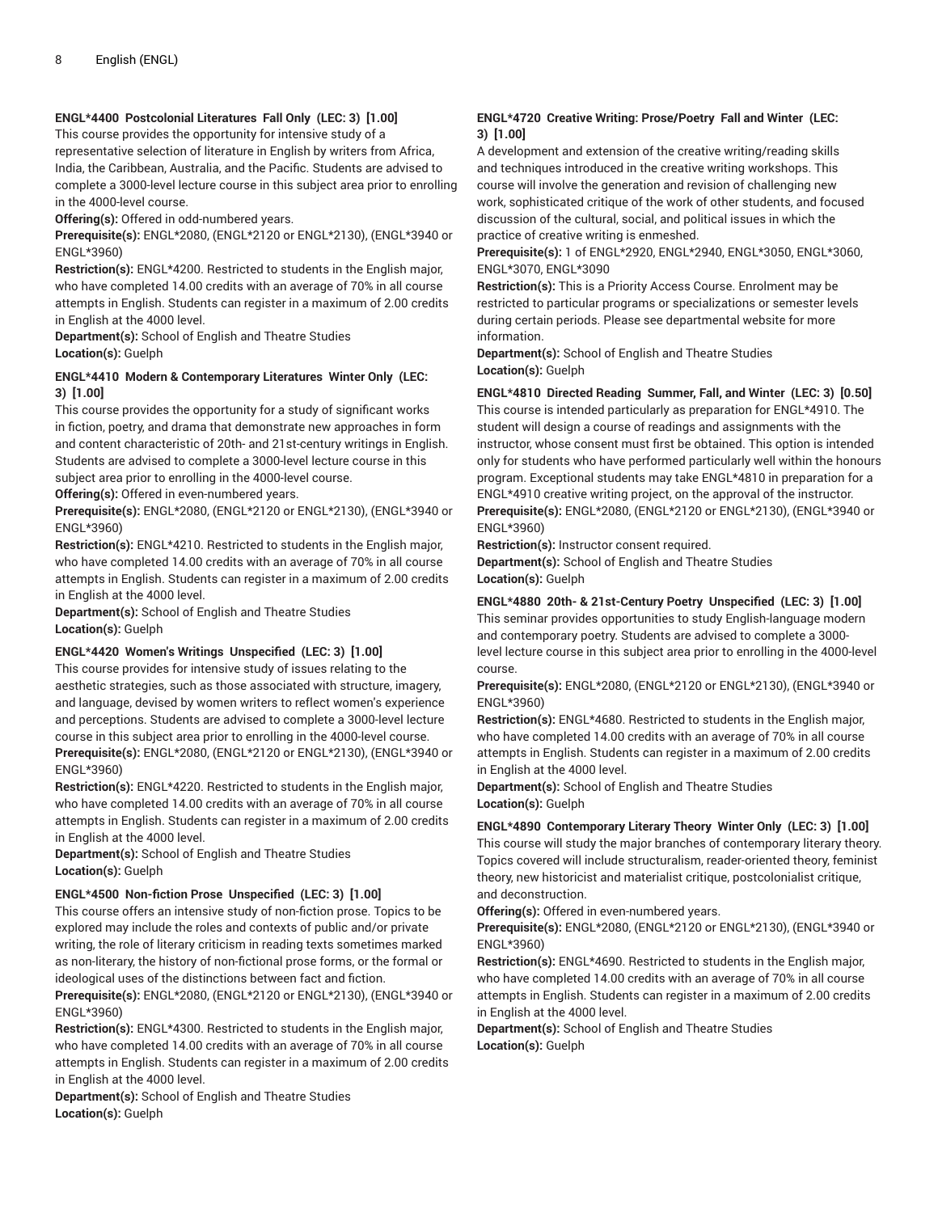**ENGL*4400 Postcolonial Literatures Fall Only (LEC: 3) [1.00]**
This course provides the opportunity for intensive study of a representative selection of literature in English by writers from Africa, India, the Caribbean, Australia, and the Pacific. Students are advised to complete a 3000-level lecture course in this subject area prior to enrolling in the 4000-level course.
**Offering(s):** Offered in odd-numbered years.
**Prerequisite(s):** ENGL*2080, (ENGL*2120 or ENGL*2130), (ENGL*3940 or ENGL*3960)
**Restriction(s):** ENGL*4200. Restricted to students in the English major, who have completed 14.00 credits with an average of 70% in all course attempts in English. Students can register in a maximum of 2.00 credits in English at the 4000 level.
**Department(s):** School of English and Theatre Studies
**Location(s):** Guelph

**ENGL*4410 Modern & Contemporary Literatures Winter Only (LEC: 3) [1.00]**
This course provides the opportunity for a study of significant works in fiction, poetry, and drama that demonstrate new approaches in form and content characteristic of 20th- and 21st-century writings in English. Students are advised to complete a 3000-level lecture course in this subject area prior to enrolling in the 4000-level course.
**Offering(s):** Offered in even-numbered years.
**Prerequisite(s):** ENGL*2080, (ENGL*2120 or ENGL*2130), (ENGL*3940 or ENGL*3960)
**Restriction(s):** ENGL*4210. Restricted to students in the English major, who have completed 14.00 credits with an average of 70% in all course attempts in English. Students can register in a maximum of 2.00 credits in English at the 4000 level.
**Department(s):** School of English and Theatre Studies
**Location(s):** Guelph

**ENGL*4420 Women's Writings Unspecified (LEC: 3) [1.00]**
This course provides for intensive study of issues relating to the aesthetic strategies, such as those associated with structure, imagery, and language, devised by women writers to reflect women's experience and perceptions. Students are advised to complete a 3000-level lecture course in this subject area prior to enrolling in the 4000-level course.
**Prerequisite(s):** ENGL*2080, (ENGL*2120 or ENGL*2130), (ENGL*3940 or ENGL*3960)
**Restriction(s):** ENGL*4220. Restricted to students in the English major, who have completed 14.00 credits with an average of 70% in all course attempts in English. Students can register in a maximum of 2.00 credits in English at the 4000 level.
**Department(s):** School of English and Theatre Studies
**Location(s):** Guelph

**ENGL*4500 Non-fiction Prose Unspecified (LEC: 3) [1.00]**
This course offers an intensive study of non-fiction prose. Topics to be explored may include the roles and contexts of public and/or private writing, the role of literary criticism in reading texts sometimes marked as non-literary, the history of non-fictional prose forms, or the formal or ideological uses of the distinctions between fact and fiction.
**Prerequisite(s):** ENGL*2080, (ENGL*2120 or ENGL*2130), (ENGL*3940 or ENGL*3960)
**Restriction(s):** ENGL*4300. Restricted to students in the English major, who have completed 14.00 credits with an average of 70% in all course attempts in English. Students can register in a maximum of 2.00 credits in English at the 4000 level.
**Department(s):** School of English and Theatre Studies
**Location(s):** Guelph

**ENGL*4720 Creative Writing: Prose/Poetry Fall and Winter (LEC: 3) [1.00]**
A development and extension of the creative writing/reading skills and techniques introduced in the creative writing workshops. This course will involve the generation and revision of challenging new work, sophisticated critique of the work of other students, and focused discussion of the cultural, social, and political issues in which the practice of creative writing is enmeshed.
**Prerequisite(s):** 1 of ENGL*2920, ENGL*2940, ENGL*3050, ENGL*3060, ENGL*3070, ENGL*3090
**Restriction(s):** This is a Priority Access Course. Enrolment may be restricted to particular programs or specializations or semester levels during certain periods. Please see departmental website for more information.
**Department(s):** School of English and Theatre Studies
**Location(s):** Guelph

**ENGL*4810 Directed Reading Summer, Fall, and Winter (LEC: 3) [0.50]**
This course is intended particularly as preparation for ENGL*4910. The student will design a course of readings and assignments with the instructor, whose consent must first be obtained. This option is intended only for students who have performed particularly well within the honours program. Exceptional students may take ENGL*4810 in preparation for a ENGL*4910 creative writing project, on the approval of the instructor.
**Prerequisite(s):** ENGL*2080, (ENGL*2120 or ENGL*2130), (ENGL*3940 or ENGL*3960)
**Restriction(s):** Instructor consent required.
**Department(s):** School of English and Theatre Studies
**Location(s):** Guelph

**ENGL*4880 20th- & 21st-Century Poetry Unspecified (LEC: 3) [1.00]**
This seminar provides opportunities to study English-language modern and contemporary poetry. Students are advised to complete a 3000-level lecture course in this subject area prior to enrolling in the 4000-level course.
**Prerequisite(s):** ENGL*2080, (ENGL*2120 or ENGL*2130), (ENGL*3940 or ENGL*3960)
**Restriction(s):** ENGL*4680. Restricted to students in the English major, who have completed 14.00 credits with an average of 70% in all course attempts in English. Students can register in a maximum of 2.00 credits in English at the 4000 level.
**Department(s):** School of English and Theatre Studies
**Location(s):** Guelph

**ENGL*4890 Contemporary Literary Theory Winter Only (LEC: 3) [1.00]**
This course will study the major branches of contemporary literary theory. Topics covered will include structuralism, reader-oriented theory, feminist theory, new historicist and materialist critique, postcolonialist critique, and deconstruction.
**Offering(s):** Offered in even-numbered years.
**Prerequisite(s):** ENGL*2080, (ENGL*2120 or ENGL*2130), (ENGL*3940 or ENGL*3960)
**Restriction(s):** ENGL*4690. Restricted to students in the English major, who have completed 14.00 credits with an average of 70% in all course attempts in English. Students can register in a maximum of 2.00 credits in English at the 4000 level.
**Department(s):** School of English and Theatre Studies
**Location(s):** Guelph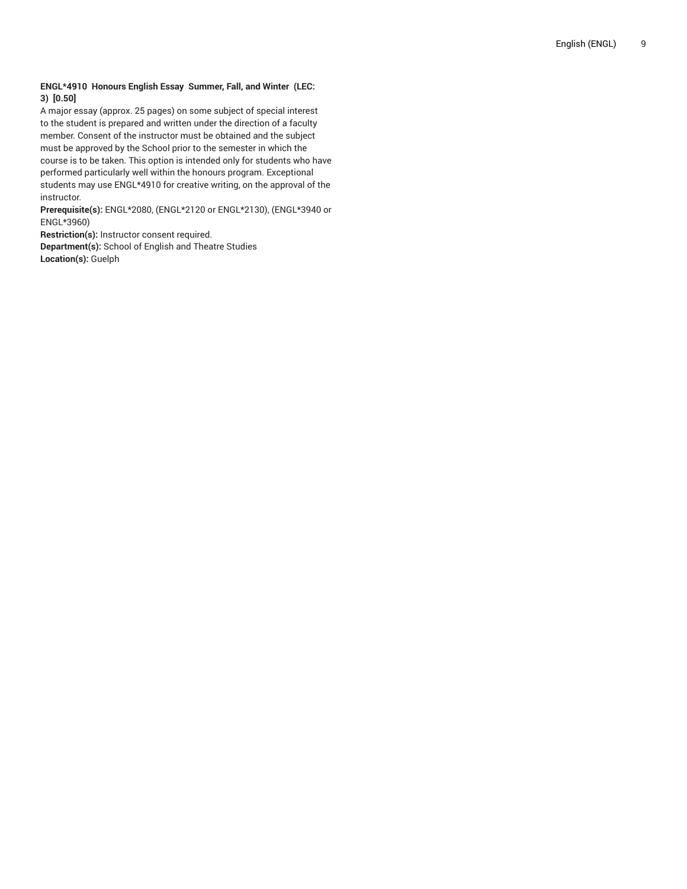**ENGL*4910 Honours English Essay Summer, Fall, and Winter (LEC: 3) [0.50]**

A major essay (approx. 25 pages) on some subject of special interest to the student is prepared and written under the direction of a faculty member. Consent of the instructor must be obtained and the subject must be approved by the School prior to the semester in which the course is to be taken. This option is intended only for students who have performed particularly well within the honours program. Exceptional students may use ENGL*4910 for creative writing, on the approval of the instructor.

**Prerequisite(s):** ENGL*2080, (ENGL*2120 or ENGL*2130), (ENGL*3940 or ENGL*3960)

**Restriction(s):** Instructor consent required.

**Department(s):** School of English and Theatre Studies

**Location(s):** Guelph